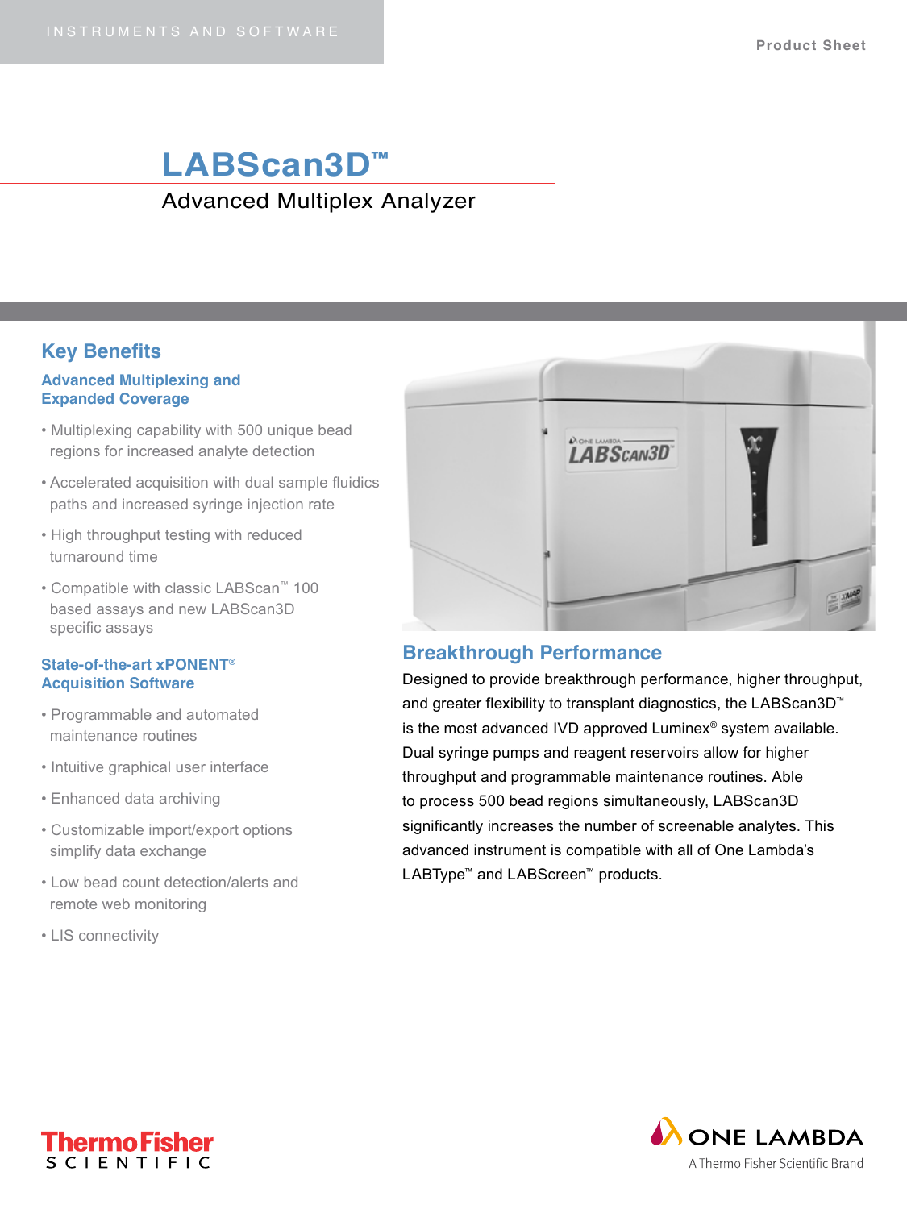INSTRUMENTS AND SOFTWARE

Product Sheet

# LABScan3D™

## Advanced Multiplex Analyzer

## Key Benefits

### Advanced Multiplexing and Expanded Coverage

- Multiplexing capability with 500 unique bead regions for increased analyte detection
- Accelerated acquisition with dual sample fluidics paths and increased syringe injection rate
- High throughput testing with reduced turnaround time
- Compatible with classic LABScan™ 100 based assays and new LABScan3D specific assays

### State-of-the-art xPONENT® Acquisition Software

- Programmable and automated maintenance routines
- Intuitive graphical user interface
- Enhanced data archiving
- Customizable import/export options simplify data exchange
- Low bead count detection/alerts and remote web monitoring
- LIS connectivity

## Breakthrough Performance

Designed to provide breakthrough performance, higher throughput, and greater flexibility to transplant diagnostics, the LABScan3D™ is the most advanced IVD approved Luminex® system available. Dual syringe pumps and reagent reservoirs allow for higher throughput and programmable maintenance routines. Able to process 500 bead regions simultaneously, LABScan3D significantly increases the number of screenable analytes. This advanced instrument is compatible with all of One Lambda's LABType™ and LABScreen™ products.

ThermoFisher SCIENTIFIC

ONE LAMBDA
A Thermo Fisher Scientific Brand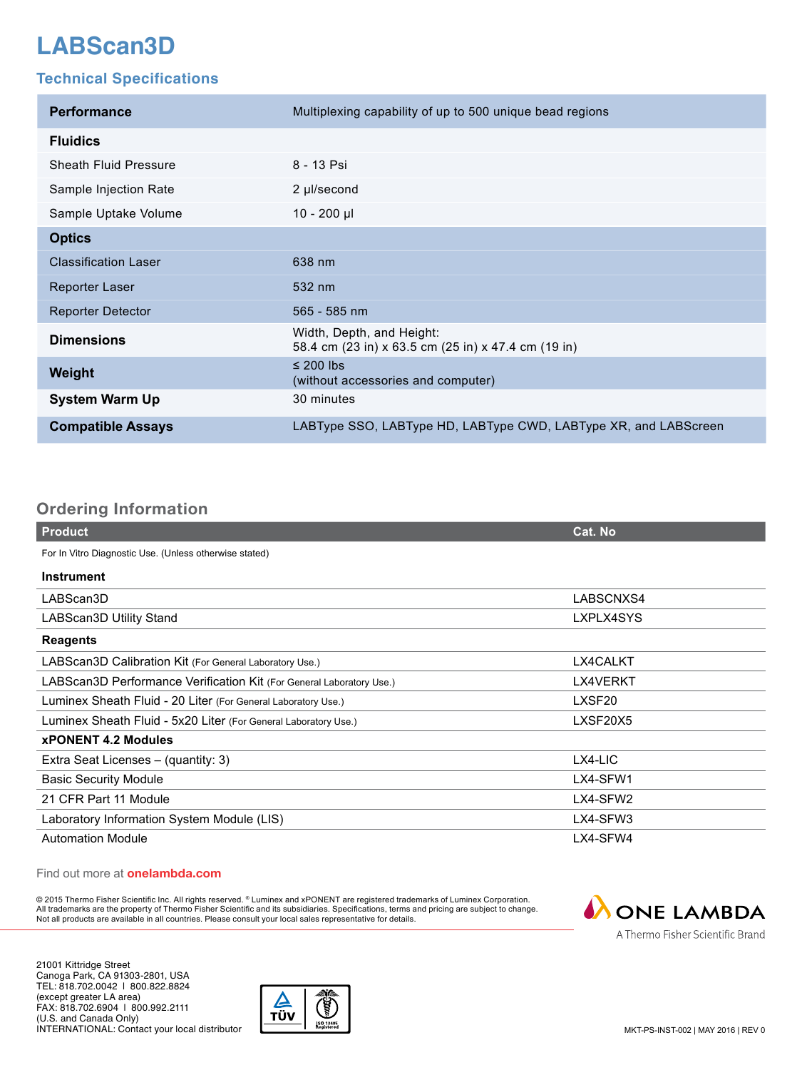# LABScan3D

## Technical Specifications

| | |
|---|---|
| **Performance** | Multiplexing capability of up to 500 unique bead regions |
| **Fluidics** | |
| Sheath Fluid Pressure | 8 - 13 Psi |
| Sample Injection Rate | 2 µl/second |
| Sample Uptake Volume | 10 - 200 µl |
| **Optics** | |
| Classification Laser | 638 nm |
| Reporter Laser | 532 nm |
| Reporter Detector | 565 - 585 nm |
| **Dimensions** | Width, Depth, and Height: 58.4 cm (23 in) x 63.5 cm (25 in) x 47.4 cm (19 in) |
| **Weight** | ≤ 200 lbs (without accessories and computer) |
| **System Warm Up** | 30 minutes |
| **Compatible Assays** | LABType SSO, LABType HD, LABType CWD, LABType XR, and LABScreen |

## Ordering Information

| Product | Cat. No |
|---|---|
| For In Vitro Diagnostic Use. (Unless otherwise stated) | |
| **Instrument** | |
| LABScan3D | LABSCNXS4 |
| LABScan3D Utility Stand | LXPLX4SYS |
| **Reagents** | |
| LABScan3D Calibration Kit (For General Laboratory Use.) | LX4CALKT |
| LABScan3D Performance Verification Kit (For General Laboratory Use.) | LX4VERKT |
| Luminex Sheath Fluid - 20 Liter (For General Laboratory Use.) | LXSF20 |
| Luminex Sheath Fluid - 5x20 Liter (For General Laboratory Use.) | LXSF20X5 |
| **xPONENT 4.2 Modules** | |
| Extra Seat Licenses – (quantity: 3) | LX4-LIC |
| Basic Security Module | LX4-SFW1 |
| 21 CFR Part 11 Module | LX4-SFW2 |
| Laboratory Information System Module (LIS) | LX4-SFW3 |
| Automation Module | LX4-SFW4 |

Find out more at **onelambda.com**

© 2015 Thermo Fisher Scientific Inc. All rights reserved. ® Luminex and xPONENT are registered trademarks of Luminex Corporation. All trademarks are the property of Thermo Fisher Scientific and its subsidiaries. Specifications, terms and pricing are subject to change. Not all products are available in all countries. Please consult your local sales representative for details.

ONE LAMBDA
A Thermo Fisher Scientific Brand

21001 Kittridge Street
Canoga Park, CA 91303-2801, USA
TEL: 818.702.0042 I 800.822.8824
(except greater LA area)
FAX: 818.702.6904 I 800.992.2111
(U.S. and Canada Only)
INTERNATIONAL: Contact your local distributor

TÜV ISO 13485 Registered

MKT-PS-INST-002 | MAY 2016 | REV 0